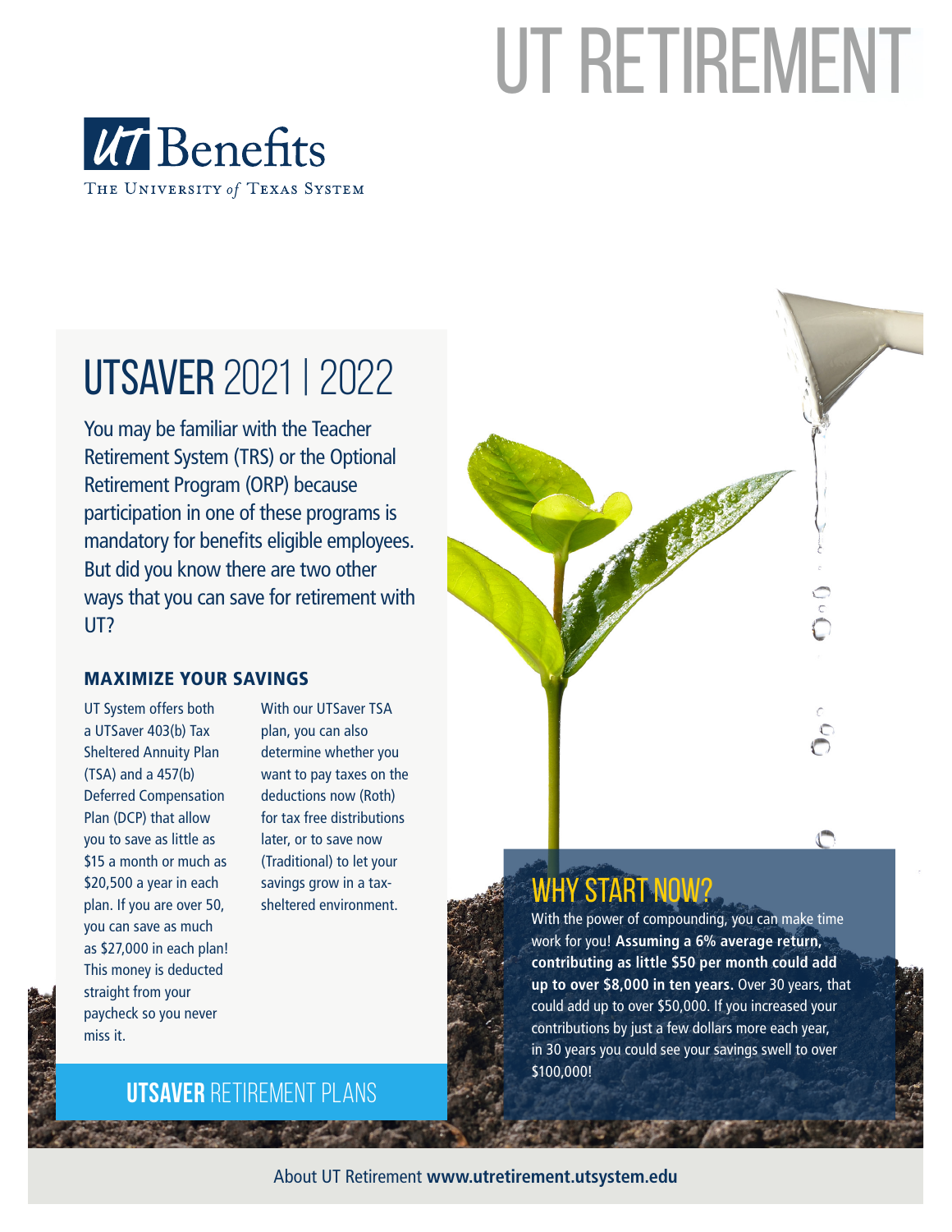# UT RETIREMENT

UT Benefits
THE UNIVERSITY of TEXAS SYSTEM

## UTSAVER 2021 | 2022

You may be familiar with the Teacher Retirement System (TRS) or the Optional Retirement Program (ORP) because participation in one of these programs is mandatory for benefits eligible employees. But did you know there are two other ways that you can save for retirement with UT?

### MAXIMIZE YOUR SAVINGS

UT System offers both a UTSaver 403(b) Tax Sheltered Annuity Plan (TSA) and a 457(b) Deferred Compensation Plan (DCP) that allow you to save as little as $15 a month or much as $20,500 a year in each plan. If you are over 50, you can save as much as $27,000 in each plan! This money is deducted straight from your paycheck so you never miss it.

With our UTSaver TSA plan, you can also determine whether you want to pay taxes on the deductions now (Roth) for tax free distributions later, or to save now (Traditional) to let your savings grow in a tax-sheltered environment.

## WHY START NOW?

With the power of compounding, you can make time work for you! **Assuming a 6% average return, contributing as little $50 per month could add up to over $8,000 in ten years.** Over 30 years, that could add up to over $50,000. If you increased your contributions by just a few dollars more each year, in 30 years you could see your savings swell to over $100,000!

**UTSAVER** RETIREMENT PLANS

About UT Retirement **www.utretirement.utsystem.edu**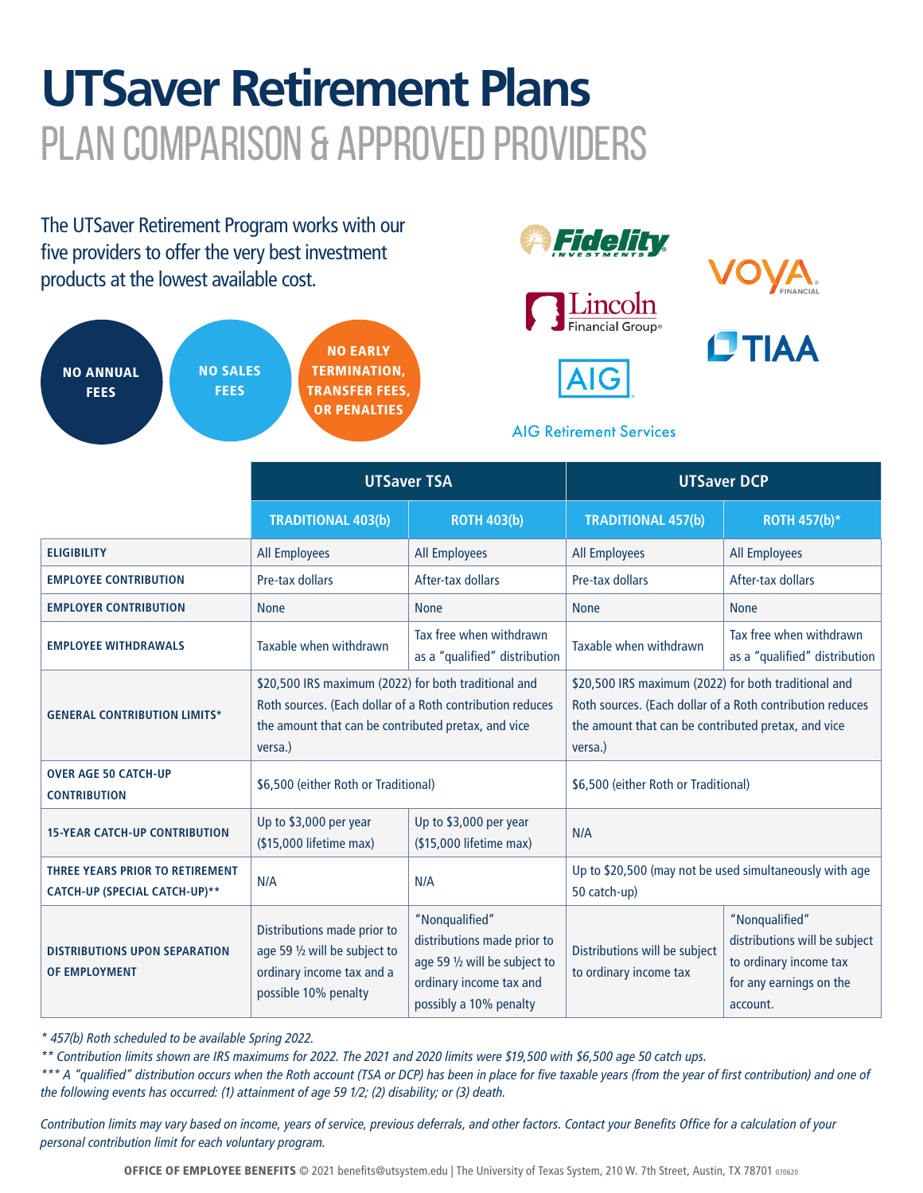# UTSaver Retirement Plans

## PLAN COMPARISON & APPROVED PROVIDERS

The UTSaver Retirement Program works with our five providers to offer the very best investment products at the lowest available cost.

**NO ANNUAL FEES**

**NO SALES FEES**

**NO EARLY TERMINATION, TRANSFER FEES, OR PENALTIES**

Fidelity Investments

Lincoln Financial Group

VOYA Financial

TIAA

AIG

AIG Retirement Services

| | UTSaver TSA | | UTSaver DCP | |
|---|---|---|---|---|
| | **TRADITIONAL 403(b)** | **ROTH 403(b)** | **TRADITIONAL 457(b)** | **ROTH 457(b)*** |
| **ELIGIBILITY** | All Employees | All Employees | All Employees | All Employees |
| **EMPLOYEE CONTRIBUTION** | Pre-tax dollars | After-tax dollars | Pre-tax dollars | After-tax dollars |
| **EMPLOYER CONTRIBUTION** | None | None | None | None |
| **EMPLOYEE WITHDRAWALS** | Taxable when withdrawn | Tax free when withdrawn as a "qualified" distribution | Taxable when withdrawn | Tax free when withdrawn as a "qualified" distribution |
| **GENERAL CONTRIBUTION LIMITS*** | $20,500 IRS maximum (2022) for both traditional and Roth sources. (Each dollar of a Roth contribution reduces the amount that can be contributed pretax, and vice versa.) | | $20,500 IRS maximum (2022) for both traditional and Roth sources. (Each dollar of a Roth contribution reduces the amount that can be contributed pretax, and vice versa.) | |
| **OVER AGE 50 CATCH-UP CONTRIBUTION** | $6,500 (either Roth or Traditional) | | $6,500 (either Roth or Traditional) | |
| **15-YEAR CATCH-UP CONTRIBUTION** | Up to $3,000 per year ($15,000 lifetime max) | Up to $3,000 per year ($15,000 lifetime max) | N/A | |
| **THREE YEARS PRIOR TO RETIREMENT CATCH-UP (SPECIAL CATCH-UP)**** | N/A | N/A | Up to $20,500 (may not be used simultaneously with age 50 catch-up) | |
| **DISTRIBUTIONS UPON SEPARATION OF EMPLOYMENT** | Distributions made prior to age 59 ½ will be subject to ordinary income tax and a possible 10% penalty | "Nonqualified" distributions made prior to age 59 ½ will be subject to ordinary income tax and possibly a 10% penalty | Distributions will be subject to ordinary income tax | "Nonqualified" distributions will be subject to ordinary income tax for any earnings on the account. |

*\* 457(b) Roth scheduled to be available Spring 2022.*

*\*\* Contribution limits shown are IRS maximums for 2022. The 2021 and 2020 limits were $19,500 with $6,500 age 50 catch ups.*

*\*\*\* A "qualified" distribution occurs when the Roth account (TSA or DCP) has been in place for five taxable years (from the year of first contribution) and one of the following events has occurred: (1) attainment of age 59 1/2; (2) disability; or (3) death.*

*Contribution limits may vary based on income, years of service, previous deferrals, and other factors. Contact your Benefits Office for a calculation of your personal contribution limit for each voluntary program.*

**OFFICE OF EMPLOYEE BENEFITS** © 2021 benefits@utsystem.edu | The University of Texas System, 210 W. 7th Street, Austin, TX 78701 070620